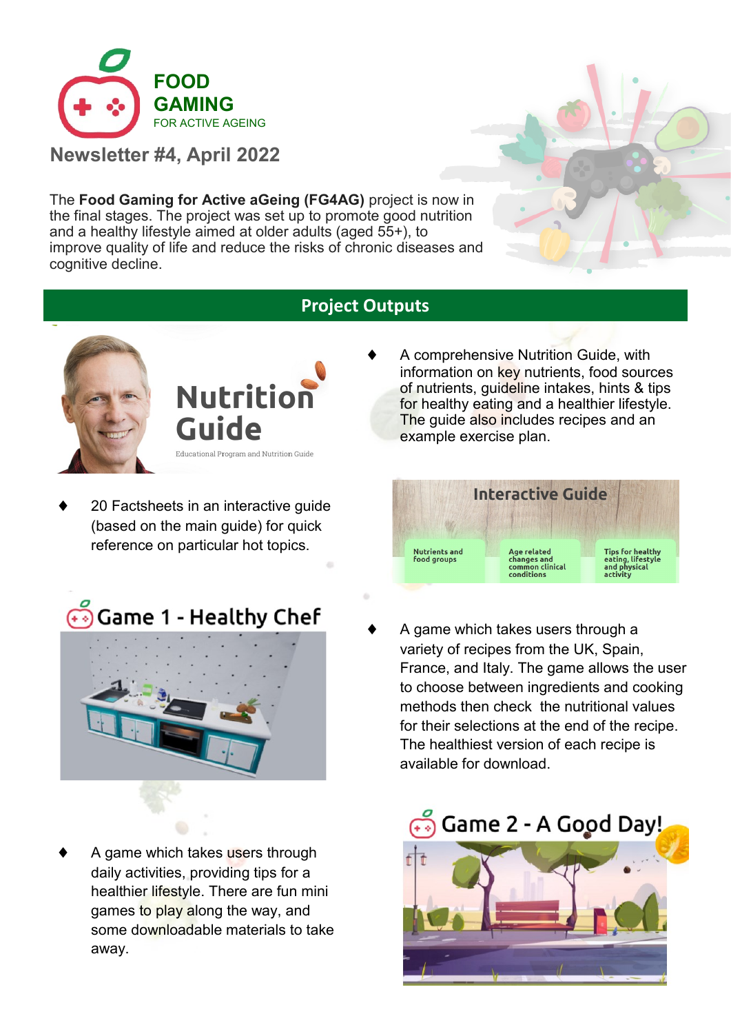# FOOD GAMING FOR ACTIVE AGEING

## Newsletter #4, April 2022

The **Food Gaming for Active aGeing (FG4AG)** project is now in the final stages. The project was set up to promote good nutrition and a healthy lifestyle aimed at older adults (aged 55+), to improve quality of life and reduce the risks of chronic diseases and cognitive decline.

## Project Outputs

### Nutrition Guide

Educational Program and Nutrition Guide

- A comprehensive Nutrition Guide, with information on key nutrients, food sources of nutrients, guideline intakes, hints & tips for healthy eating and a healthier lifestyle. The guide also includes recipes and an example exercise plan.

### Interactive Guide

Nutrients and food groups | Age related changes and common clinical conditions | Tips for healthy eating, lifestyle and physical activity

- 20 Factsheets in an interactive guide (based on the main guide) for quick reference on particular hot topics.

### Game 1 - Healthy Chef

- A game which takes users through a variety of recipes from the UK, Spain, France, and Italy. The game allows the user to choose between ingredients and cooking methods then check the nutritional values for their selections at the end of the recipe. The healthiest version of each recipe is available for download.

### Game 2 - A Good Day!

- A game which takes users through daily activities, providing tips for a healthier lifestyle. There are fun mini games to play along the way, and some downloadable materials to take away.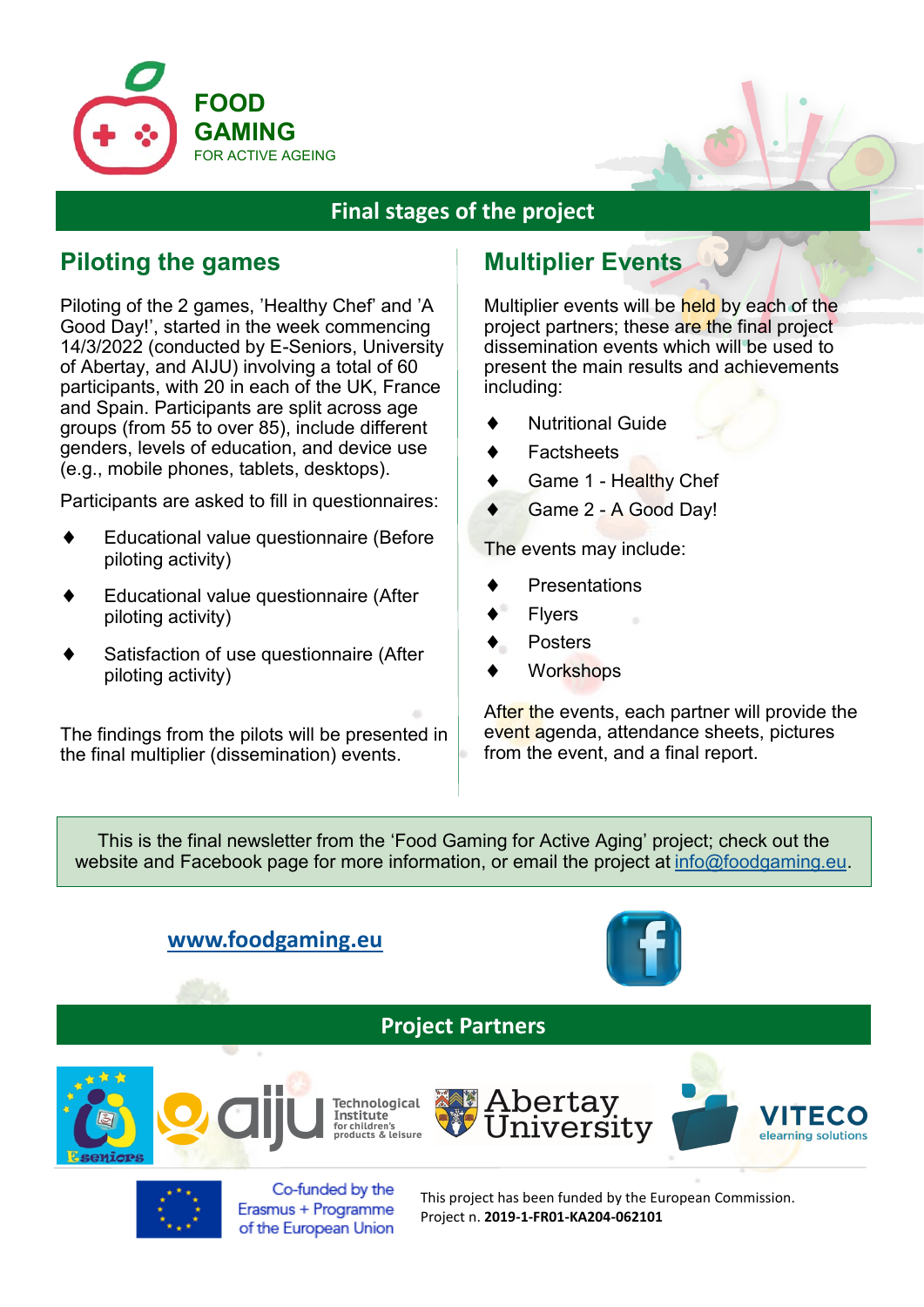**FOOD GAMING**
FOR ACTIVE AGEING

## Final stages of the project

## Piloting the games

Piloting of the 2 games, 'Healthy Chef' and 'A Good Day!', started in the week commencing 14/3/2022 (conducted by E-Seniors, University of Abertay, and AIJU) involving a total of 60 participants, with 20 in each of the UK, France and Spain. Participants are split across age groups (from 55 to over 85), include different genders, levels of education, and device use (e.g., mobile phones, tablets, desktops).

Participants are asked to fill in questionnaires:

- Educational value questionnaire (Before piloting activity)
- Educational value questionnaire (After piloting activity)
- Satisfaction of use questionnaire (After piloting activity)

The findings from the pilots will be presented in the final multiplier (dissemination) events.

## Multiplier Events

Multiplier events will be held by each of the project partners; these are the final project dissemination events which will be used to present the main results and achievements including:

- Nutritional Guide
- Factsheets
- Game 1 - Healthy Chef
- Game 2 - A Good Day!

The events may include:

- Presentations
- Flyers
- Posters
- Workshops

After the events, each partner will provide the event agenda, attendance sheets, pictures from the event, and a final report.

This is the final newsletter from the 'Food Gaming for Active Aging' project; check out the website and Facebook page for more information, or email the project at info@foodgaming.eu.

**www.foodgaming.eu**

## Project Partners

Eseniors — aiju Technological Institute for children's products & leisure — Abertay University — VITECO elearning solutions

Co-funded by the Erasmus + Programme of the European Union

This project has been funded by the European Commission. Project n. **2019-1-FR01-KA204-062101**